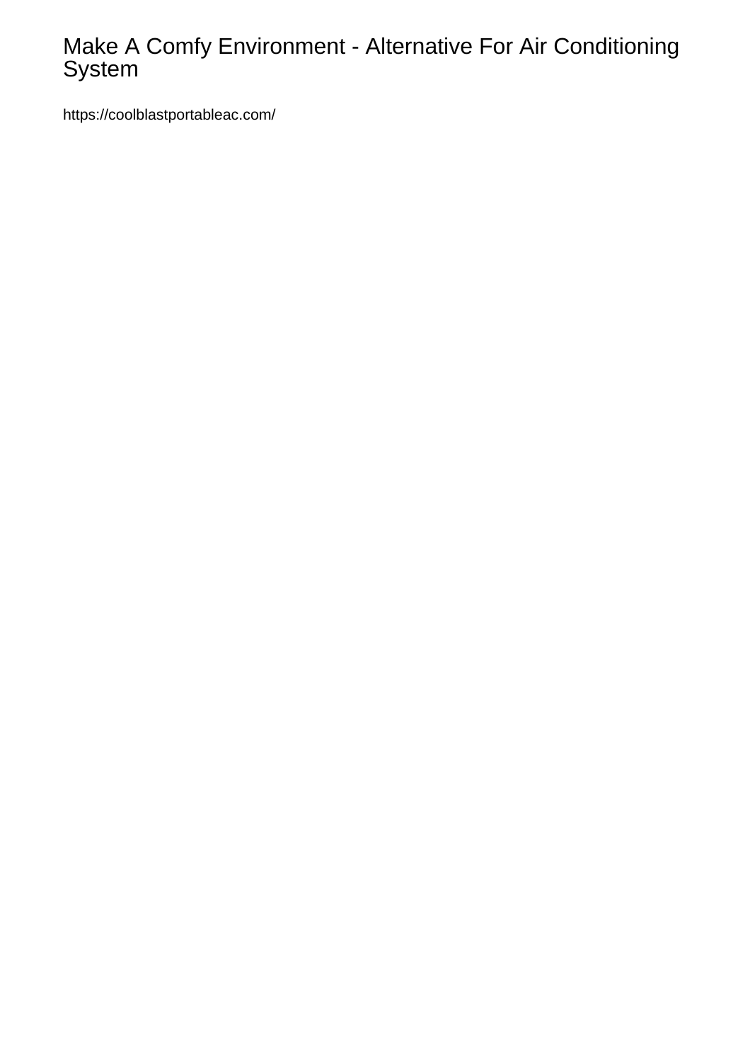# Make A Comfy Environment - Alternative For Air Conditioning System

https://coolblastportableac.com/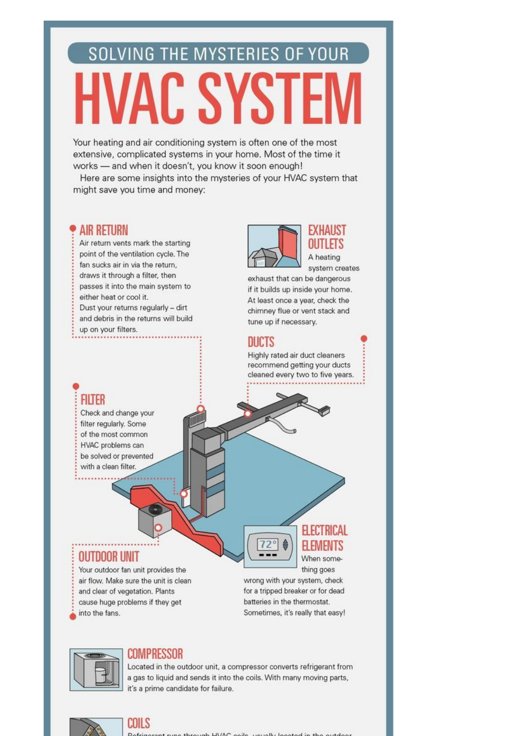## SOLVING THE MYSTERIES OF YOUR

# HVAC SYSTEM

Your heating and air conditioning system is often one of the most extensive, complicated systems in your home. Most of the time it works — and when it doesn't, you know it soon enough!

Here are some insights into the mysteries of your HVAC system that might save you time and money:

### AIR RETURN

Air return vents mark the starting point of the ventilation cycle. The fan sucks air in via the return, draws it through a filter, then passes it into the main system to either heat or cool it.

Dust your returns regularly – dirt and debris in the returns will build up on your filters.

### EXHAUST OUTLETS

A heating system creates exhaust that can be dangerous if it builds up inside your home. At least once a year, check the chimney flue or vent stack and tune up if necessary.

### DUCTS

Highly rated air duct cleaners recommend getting your ducts cleaned every two to five years.

### FILTER

Check and change your filter regularly. Some of the most common HVAC problems can be solved or prevented with a clean filter.

### OUTDOOR UNIT

Your outdoor fan unit provides the air flow. Make sure the unit is clean and clear of vegetation. Plants cause huge problems if they get into the fans.

### ELECTRICAL ELEMENTS

When something goes wrong with your system, check for a tripped breaker or for dead batteries in the thermostat. Sometimes, it's really that easy!

### COMPRESSOR

Located in the outdoor unit, a compressor converts refrigerant from a gas to liquid and sends it into the coils. With many moving parts, it's a prime candidate for failure.

### COILS

Refrigerant runs through HVAC coils, usually located in the outdoor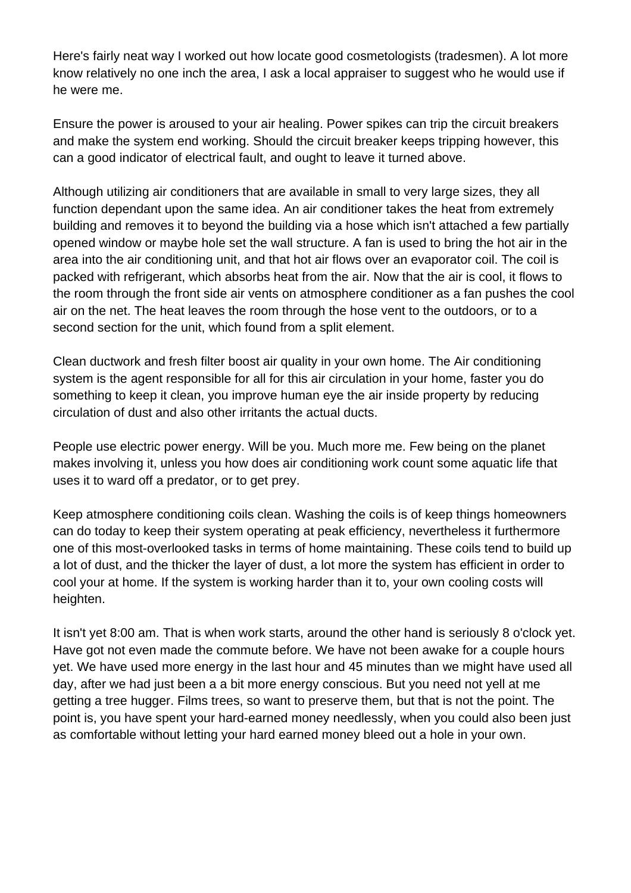Here's fairly neat way I worked out how locate good cosmetologists (tradesmen). A lot more know relatively no one inch the area, I ask a local appraiser to suggest who he would use if he were me.

Ensure the power is aroused to your air healing. Power spikes can trip the circuit breakers and make the system end working. Should the circuit breaker keeps tripping however, this can a good indicator of electrical fault, and ought to leave it turned above.

Although utilizing air conditioners that are available in small to very large sizes, they all function dependant upon the same idea. An air conditioner takes the heat from extremely building and removes it to beyond the building via a hose which isn't attached a few partially opened window or maybe hole set the wall structure. A fan is used to bring the hot air in the area into the air conditioning unit, and that hot air flows over an evaporator coil. The coil is packed with refrigerant, which absorbs heat from the air. Now that the air is cool, it flows to the room through the front side air vents on atmosphere conditioner as a fan pushes the cool air on the net. The heat leaves the room through the hose vent to the outdoors, or to a second section for the unit, which found from a split element.

Clean ductwork and fresh filter boost air quality in your own home. The Air conditioning system is the agent responsible for all for this air circulation in your home, faster you do something to keep it clean, you improve human eye the air inside property by reducing circulation of dust and also other irritants the actual ducts.

People use electric power energy. Will be you. Much more me. Few being on the planet makes involving it, unless you how does air conditioning work count some aquatic life that uses it to ward off a predator, or to get prey.

Keep atmosphere conditioning coils clean. Washing the coils is of keep things homeowners can do today to keep their system operating at peak efficiency, nevertheless it furthermore one of this most-overlooked tasks in terms of home maintaining. These coils tend to build up a lot of dust, and the thicker the layer of dust, a lot more the system has efficient in order to cool your at home. If the system is working harder than it to, your own cooling costs will heighten.

It isn't yet 8:00 am. That is when work starts, around the other hand is seriously 8 o'clock yet. Have got not even made the commute before. We have not been awake for a couple hours yet. We have used more energy in the last hour and 45 minutes than we might have used all day, after we had just been a a bit more energy conscious. But you need not yell at me getting a tree hugger. Films trees, so want to preserve them, but that is not the point. The point is, you have spent your hard-earned money needlessly, when you could also been just as comfortable without letting your hard earned money bleed out a hole in your own.